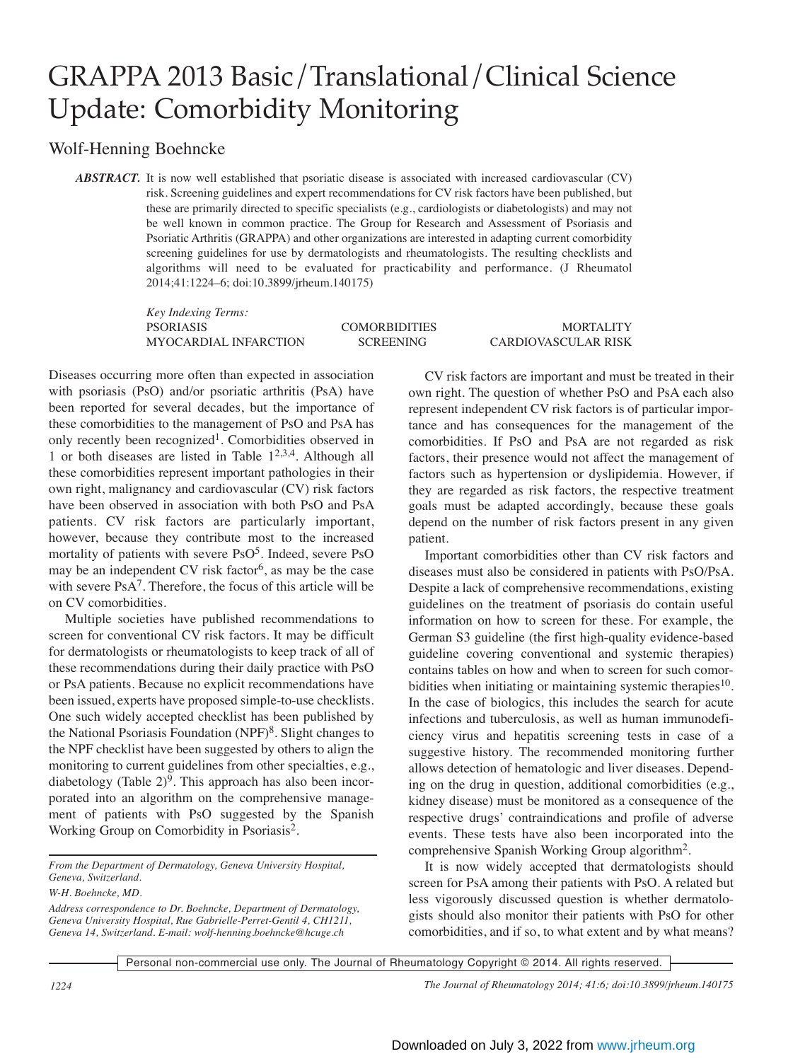# GRAPPA 2013 Basic/Translational/Clinical Science Update: Comorbidity Monitoring

Wolf-Henning Boehncke

***ABSTRACT.*** It is now well established that psoriatic disease is associated with increased cardiovascular (CV) risk. Screening guidelines and expert recommendations for CV risk factors have been published, but these are primarily directed to specific specialists (e.g., cardiologists or diabetologists) and may not be well known in common practice. The Group for Research and Assessment of Psoriasis and Psoriatic Arthritis (GRAPPA) and other organizations are interested in adapting current comorbidity screening guidelines for use by dermatologists and rheumatologists. The resulting checklists and algorithms will need to be evaluated for practicability and performance. (J Rheumatol 2014;41:1224–6; doi:10.3899/jrheum.140175)

*Key Indexing Terms:*
PSORIASIS — COMORBIDITIES — MORTALITY
MYOCARDIAL INFARCTION — SCREENING — CARDIOVASCULAR RISK

Diseases occurring more often than expected in association with psoriasis (PsO) and/or psoriatic arthritis (PsA) have been reported for several decades, but the importance of these comorbidities to the management of PsO and PsA has only recently been recognized[1]. Comorbidities observed in 1 or both diseases are listed in Table 1[2,3,4]. Although all these comorbidities represent important pathologies in their own right, malignancy and cardiovascular (CV) risk factors have been observed in association with both PsO and PsA patients. CV risk factors are particularly important, however, because they contribute most to the increased mortality of patients with severe PsO[5]. Indeed, severe PsO may be an independent CV risk factor[6], as may be the case with severe PsA[7]. Therefore, the focus of this article will be on CV comorbidities.

Multiple societies have published recommendations to screen for conventional CV risk factors. It may be difficult for dermatologists or rheumatologists to keep track of all of these recommendations during their daily practice with PsO or PsA patients. Because no explicit recommendations have been issued, experts have proposed simple-to-use checklists. One such widely accepted checklist has been published by the National Psoriasis Foundation (NPF)[8]. Slight changes to the NPF checklist have been suggested by others to align the monitoring to current guidelines from other specialties, e.g., diabetology (Table 2)[9]. This approach has also been incorporated into an algorithm on the comprehensive management of patients with PsO suggested by the Spanish Working Group on Comorbidity in Psoriasis[2].

CV risk factors are important and must be treated in their own right. The question of whether PsO and PsA each also represent independent CV risk factors is of particular importance and has consequences for the management of the comorbidities. If PsO and PsA are not regarded as risk factors, their presence would not affect the management of factors such as hypertension or dyslipidemia. However, if they are regarded as risk factors, the respective treatment goals must be adapted accordingly, because these goals depend on the number of risk factors present in any given patient.

Important comorbidities other than CV risk factors and diseases must also be considered in patients with PsO/PsA. Despite a lack of comprehensive recommendations, existing guidelines on the treatment of psoriasis do contain useful information on how to screen for these. For example, the German S3 guideline (the first high-quality evidence-based guideline covering conventional and systemic therapies) contains tables on how and when to screen for such comorbidities when initiating or maintaining systemic therapies[10]. In the case of biologics, this includes the search for acute infections and tuberculosis, as well as human immunodeficiency virus and hepatitis screening tests in case of a suggestive history. The recommended monitoring further allows detection of hematologic and liver diseases. Depending on the drug in question, additional comorbidities (e.g., kidney disease) must be monitored as a consequence of the respective drugs' contraindications and profile of adverse events. These tests have also been incorporated into the comprehensive Spanish Working Group algorithm[2].

It is now widely accepted that dermatologists should screen for PsA among their patients with PsO. A related but less vigorously discussed question is whether dermatologists should also monitor their patients with PsO for other comorbidities, and if so, to what extent and by what means?

*From the Department of Dermatology, Geneva University Hospital, Geneva, Switzerland.*

*W-H. Boehncke, MD.*

*Address correspondence to Dr. Boehncke, Department of Dermatology, Geneva University Hospital, Rue Gabrielle-Perret-Gentil 4, CH1211, Geneva 14, Switzerland. E-mail: wolf-henning.boehncke@hcuge.ch*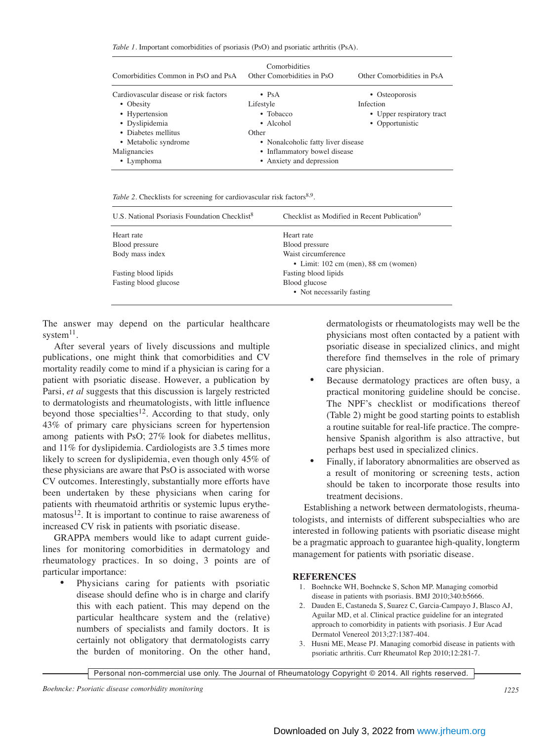*Table 1*. Important comorbidities of psoriasis (PsO) and psoriatic arthritis (PsA).

| Comorbidities Common in PsO and PsA | Other Comorbidities in PsO | Other Comorbidities in PsA |
|---|---|---|
| Cardiovascular disease or risk factors | • PsA | • Osteoporosis |
| • Obesity | Lifestyle | Infection |
| • Hypertension | • Tobacco | • Upper respiratory tract |
| • Dyslipidemia | • Alcohol | • Opportunistic |
| • Diabetes mellitus | Other | |
| • Metabolic syndrome | • Nonalcoholic fatty liver disease | |
| Malignancies | • Inflammatory bowel disease | |
| • Lymphoma | • Anxiety and depression | |

*Table 2*. Checklists for screening for cardiovascular risk factors[8,9].

| U.S. National Psoriasis Foundation Checklist[8] | Checklist as Modified in Recent Publication[9] |
|---|---|
| Heart rate | Heart rate |
| Blood pressure | Blood pressure |
| Body mass index | Waist circumference |
| | • Limit: 102 cm (men), 88 cm (women) |
| Fasting blood lipids | Fasting blood lipids |
| Fasting blood glucose | Blood glucose |
| | • Not necessarily fasting |

The answer may depend on the particular healthcare system[11].

After several years of lively discussions and multiple publications, one might think that comorbidities and CV mortality readily come to mind if a physician is caring for a patient with psoriatic disease. However, a publication by Parsi, *et al* suggests that this discussion is largely restricted to dermatologists and rheumatologists, with little influence beyond those specialties[12]. According to that study, only 43% of primary care physicians screen for hypertension among patients with PsO; 27% look for diabetes mellitus, and 11% for dyslipidemia. Cardiologists are 3.5 times more likely to screen for dyslipidemia, even though only 45% of these physicians are aware that PsO is associated with worse CV outcomes. Interestingly, substantially more efforts have been undertaken by these physicians when caring for patients with rheumatoid arthritis or systemic lupus erythematosus[12]. It is important to continue to raise awareness of increased CV risk in patients with psoriatic disease.

GRAPPA members would like to adapt current guidelines for monitoring comorbidities in dermatology and rheumatology practices. In so doing, 3 points are of particular importance:

- Physicians caring for patients with psoriatic disease should define who is in charge and clarify this with each patient. This may depend on the particular healthcare system and the (relative) numbers of specialists and family doctors. It is certainly not obligatory that dermatologists carry the burden of monitoring. On the other hand, dermatologists or rheumatologists may well be the physicians most often contacted by a patient with psoriatic disease in specialized clinics, and might therefore find themselves in the role of primary care physician.
- Because dermatology practices are often busy, a practical monitoring guideline should be concise. The NPF's checklist or modifications thereof (Table 2) might be good starting points to establish a routine suitable for real-life practice. The comprehensive Spanish algorithm is also attractive, but perhaps best used in specialized clinics.
- Finally, if laboratory abnormalities are observed as a result of monitoring or screening tests, action should be taken to incorporate those results into treatment decisions.

Establishing a network between dermatologists, rheumatologists, and internists of different subspecialties who are interested in following patients with psoriatic disease might be a pragmatic approach to guarantee high-quality, longterm management for patients with psoriatic disease.

## REFERENCES

1. Boehncke WH, Boehncke S, Schon MP. Managing comorbid disease in patients with psoriasis. BMJ 2010;340:b5666.
2. Dauden E, Castaneda S, Suarez C, Garcia-Campayo J, Blasco AJ, Aguilar MD, et al. Clinical practice guideline for an integrated approach to comorbidity in patients with psoriasis. J Eur Acad Dermatol Venereol 2013;27:1387-404.
3. Husni ME, Mease PJ. Managing comorbid disease in patients with psoriatic arthritis. Curr Rheumatol Rep 2010;12:281-7.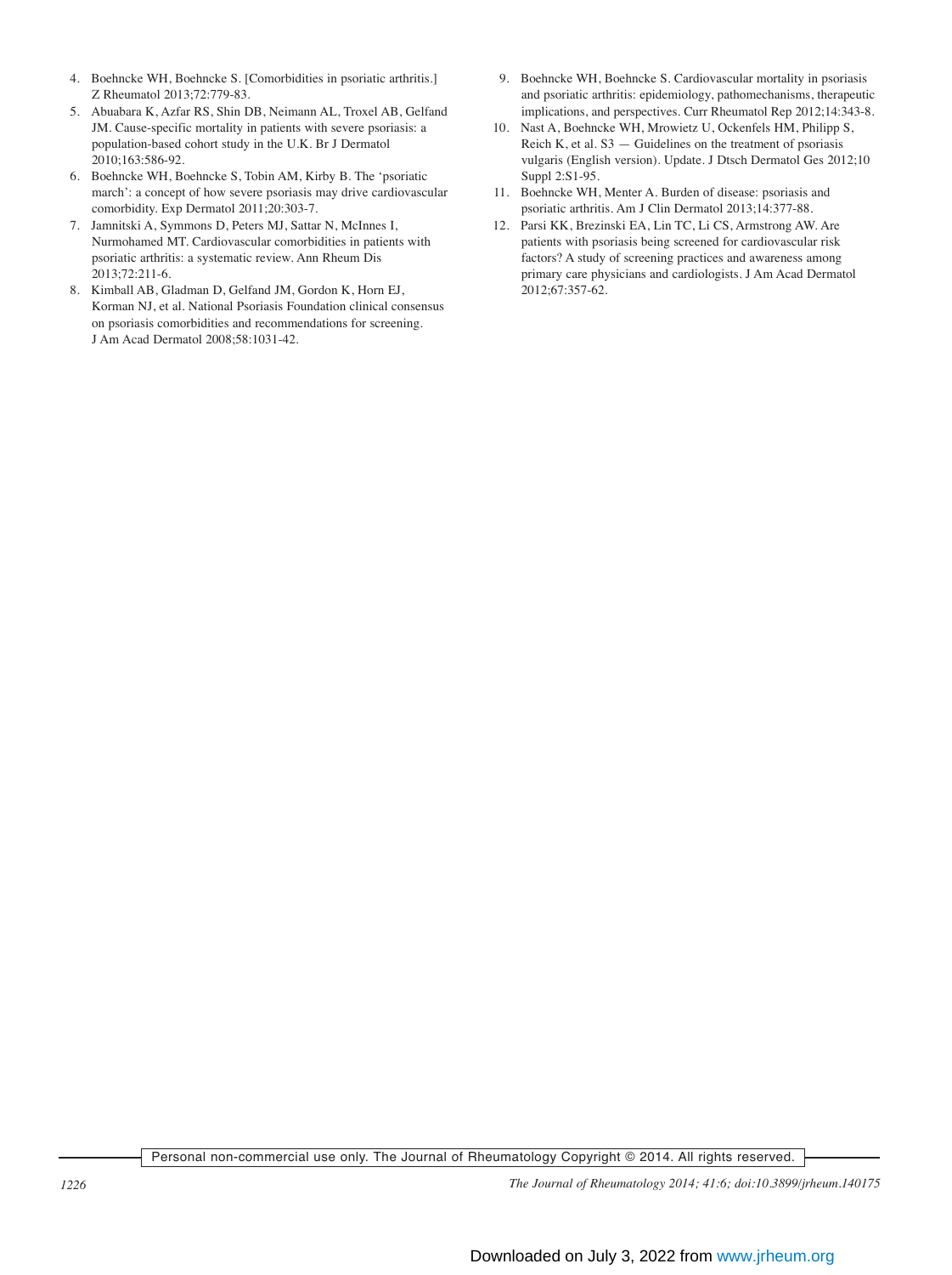4. Boehncke WH, Boehncke S. [Comorbidities in psoriatic arthritis.] Z Rheumatol 2013;72:779-83.
5. Abuabara K, Azfar RS, Shin DB, Neimann AL, Troxel AB, Gelfand JM. Cause-specific mortality in patients with severe psoriasis: a population-based cohort study in the U.K. Br J Dermatol 2010;163:586-92.
6. Boehncke WH, Boehncke S, Tobin AM, Kirby B. The 'psoriatic march': a concept of how severe psoriasis may drive cardiovascular comorbidity. Exp Dermatol 2011;20:303-7.
7. Jamnitski A, Symmons D, Peters MJ, Sattar N, McInnes I, Nurmohamed MT. Cardiovascular comorbidities in patients with psoriatic arthritis: a systematic review. Ann Rheum Dis 2013;72:211-6.
8. Kimball AB, Gladman D, Gelfand JM, Gordon K, Horn EJ, Korman NJ, et al. National Psoriasis Foundation clinical consensus on psoriasis comorbidities and recommendations for screening. J Am Acad Dermatol 2008;58:1031-42.
9. Boehncke WH, Boehncke S. Cardiovascular mortality in psoriasis and psoriatic arthritis: epidemiology, pathomechanisms, therapeutic implications, and perspectives. Curr Rheumatol Rep 2012;14:343-8.
10. Nast A, Boehncke WH, Mrowietz U, Ockenfels HM, Philipp S, Reich K, et al. S3 — Guidelines on the treatment of psoriasis vulgaris (English version). Update. J Dtsch Dermatol Ges 2012;10 Suppl 2:S1-95.
11. Boehncke WH, Menter A. Burden of disease: psoriasis and psoriatic arthritis. Am J Clin Dermatol 2013;14:377-88.
12. Parsi KK, Brezinski EA, Lin TC, Li CS, Armstrong AW. Are patients with psoriasis being screened for cardiovascular risk factors? A study of screening practices and awareness among primary care physicians and cardiologists. J Am Acad Dermatol 2012;67:357-62.